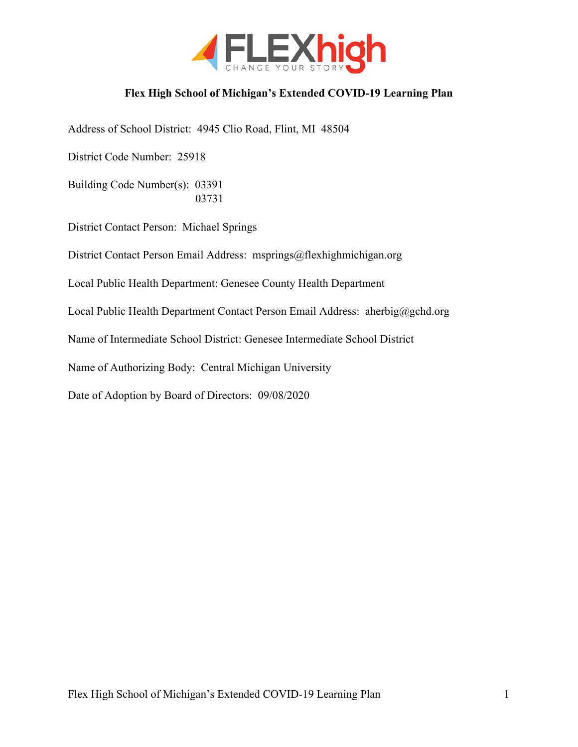FLEXhigh
CHANGE YOUR STORY

# Flex High School of Michigan's Extended COVID-19 Learning Plan

Address of School District: 4945 Clio Road, Flint, MI 48504

District Code Number: 25918

Building Code Number(s): 03391
03731

District Contact Person: Michael Springs

District Contact Person Email Address: msprings@flexhighmichigan.org

Local Public Health Department: Genesee County Health Department

Local Public Health Department Contact Person Email Address: aherbig@gchd.org

Name of Intermediate School District: Genesee Intermediate School District

Name of Authorizing Body: Central Michigan University

Date of Adoption by Board of Directors: 09/08/2020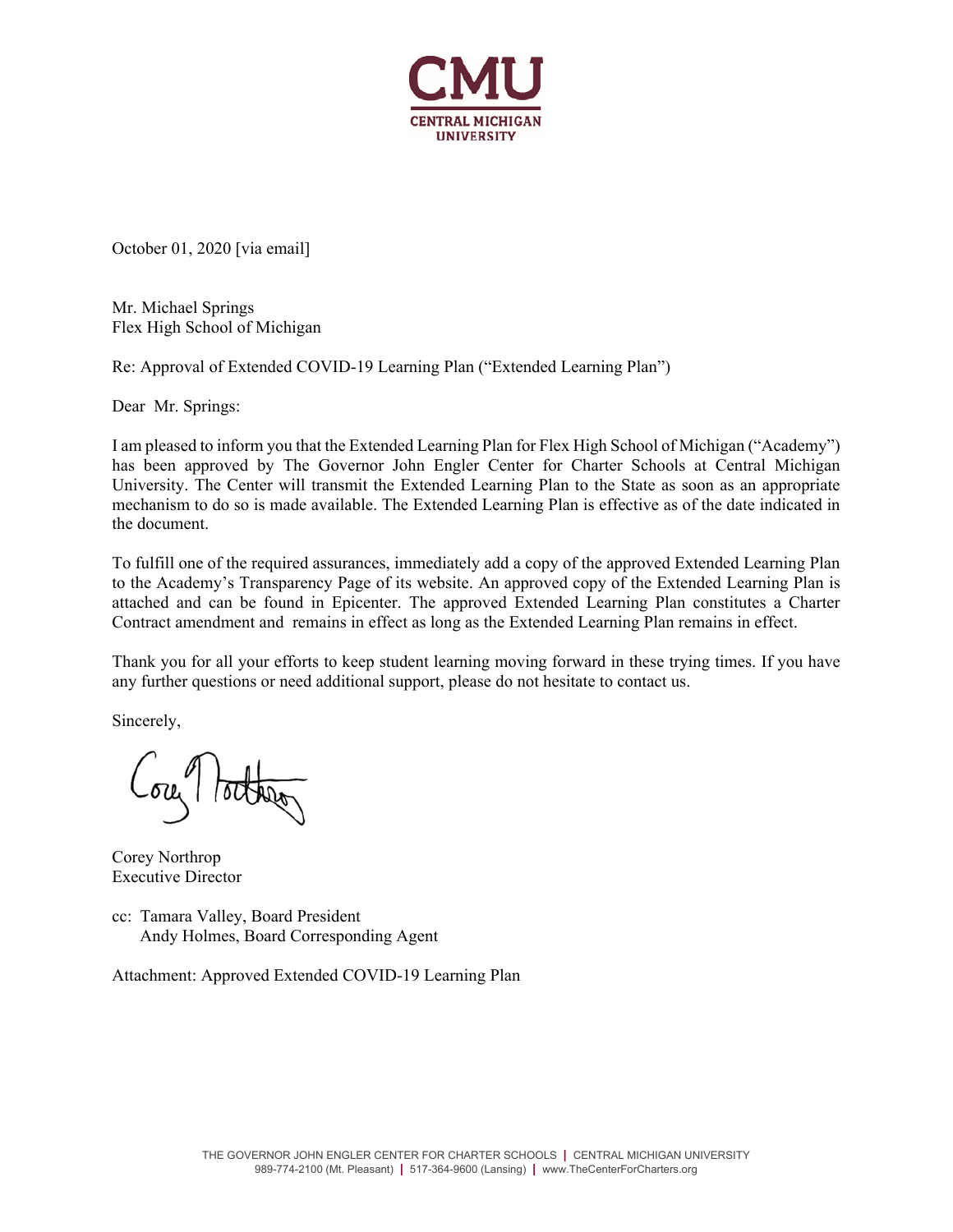CMU
CENTRAL MICHIGAN UNIVERSITY

October 01, 2020 [via email]

Mr. Michael Springs
Flex High School of Michigan

Re: Approval of Extended COVID-19 Learning Plan ("Extended Learning Plan")

Dear Mr. Springs:

I am pleased to inform you that the Extended Learning Plan for Flex High School of Michigan ("Academy") has been approved by The Governor John Engler Center for Charter Schools at Central Michigan University. The Center will transmit the Extended Learning Plan to the State as soon as an appropriate mechanism to do so is made available. The Extended Learning Plan is effective as of the date indicated in the document.

To fulfill one of the required assurances, immediately add a copy of the approved Extended Learning Plan to the Academy's Transparency Page of its website. An approved copy of the Extended Learning Plan is attached and can be found in Epicenter. The approved Extended Learning Plan constitutes a Charter Contract amendment and remains in effect as long as the Extended Learning Plan remains in effect.

Thank you for all your efforts to keep student learning moving forward in these trying times. If you have any further questions or need additional support, please do not hesitate to contact us.

Sincerely,

Corey Northrop
Executive Director

cc: Tamara Valley, Board President
    Andy Holmes, Board Corresponding Agent

Attachment: Approved Extended COVID-19 Learning Plan

THE GOVERNOR JOHN ENGLER CENTER FOR CHARTER SCHOOLS | CENTRAL MICHIGAN UNIVERSITY
989-774-2100 (Mt. Pleasant) | 517-364-9600 (Lansing) | www.TheCenterForCharters.org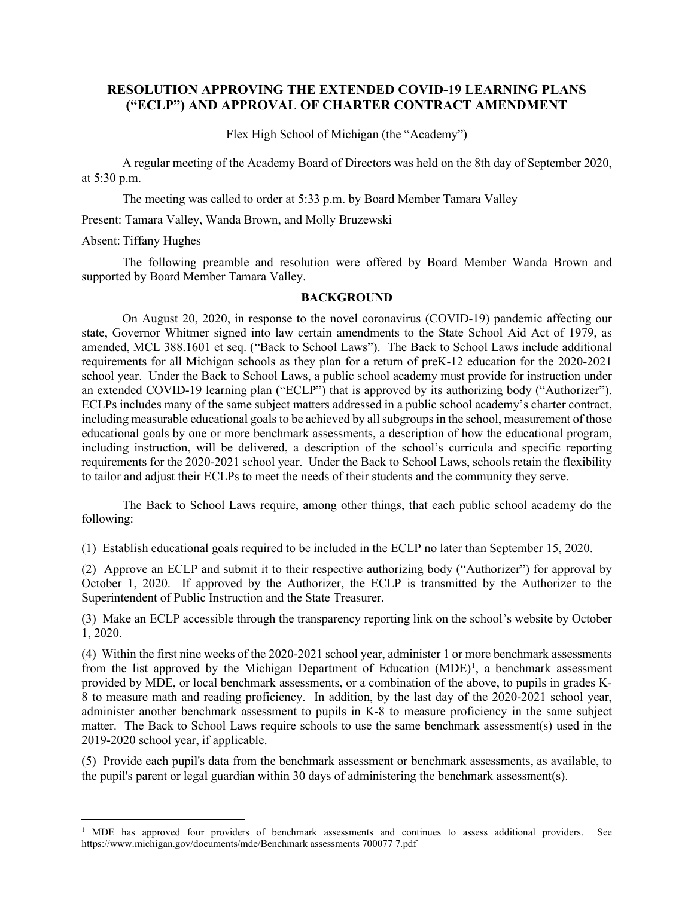# RESOLUTION APPROVING THE EXTENDED COVID-19 LEARNING PLANS ("ECLP") AND APPROVAL OF CHARTER CONTRACT AMENDMENT

Flex High School of Michigan (the "Academy")

A regular meeting of the Academy Board of Directors was held on the 8th day of September 2020, at 5:30 p.m.

The meeting was called to order at 5:33 p.m. by Board Member Tamara Valley

Present: Tamara Valley, Wanda Brown, and Molly Bruzewski

Absent: Tiffany Hughes

The following preamble and resolution were offered by Board Member Wanda Brown and supported by Board Member Tamara Valley.

## BACKGROUND

On August 20, 2020, in response to the novel coronavirus (COVID-19) pandemic affecting our state, Governor Whitmer signed into law certain amendments to the State School Aid Act of 1979, as amended, MCL 388.1601 et seq. ("Back to School Laws"). The Back to School Laws include additional requirements for all Michigan schools as they plan for a return of preK-12 education for the 2020-2021 school year. Under the Back to School Laws, a public school academy must provide for instruction under an extended COVID-19 learning plan ("ECLP") that is approved by its authorizing body ("Authorizer"). ECLPs includes many of the same subject matters addressed in a public school academy's charter contract, including measurable educational goals to be achieved by all subgroups in the school, measurement of those educational goals by one or more benchmark assessments, a description of how the educational program, including instruction, will be delivered, a description of the school's curricula and specific reporting requirements for the 2020-2021 school year. Under the Back to School Laws, schools retain the flexibility to tailor and adjust their ECLPs to meet the needs of their students and the community they serve.

The Back to School Laws require, among other things, that each public school academy do the following:

(1) Establish educational goals required to be included in the ECLP no later than September 15, 2020.

(2) Approve an ECLP and submit it to their respective authorizing body ("Authorizer") for approval by October 1, 2020. If approved by the Authorizer, the ECLP is transmitted by the Authorizer to the Superintendent of Public Instruction and the State Treasurer.

(3) Make an ECLP accessible through the transparency reporting link on the school's website by October 1, 2020.

(4) Within the first nine weeks of the 2020-2021 school year, administer 1 or more benchmark assessments from the list approved by the Michigan Department of Education (MDE)[1], a benchmark assessment provided by MDE, or local benchmark assessments, or a combination of the above, to pupils in grades K-8 to measure math and reading proficiency. In addition, by the last day of the 2020-2021 school year, administer another benchmark assessment to pupils in K-8 to measure proficiency in the same subject matter. The Back to School Laws require schools to use the same benchmark assessment(s) used in the 2019-2020 school year, if applicable.

(5) Provide each pupil's data from the benchmark assessment or benchmark assessments, as available, to the pupil's parent or legal guardian within 30 days of administering the benchmark assessment(s).

---

[1] MDE has approved four providers of benchmark assessments and continues to assess additional providers. See https://www.michigan.gov/documents/mde/Benchmark assessments 700077 7.pdf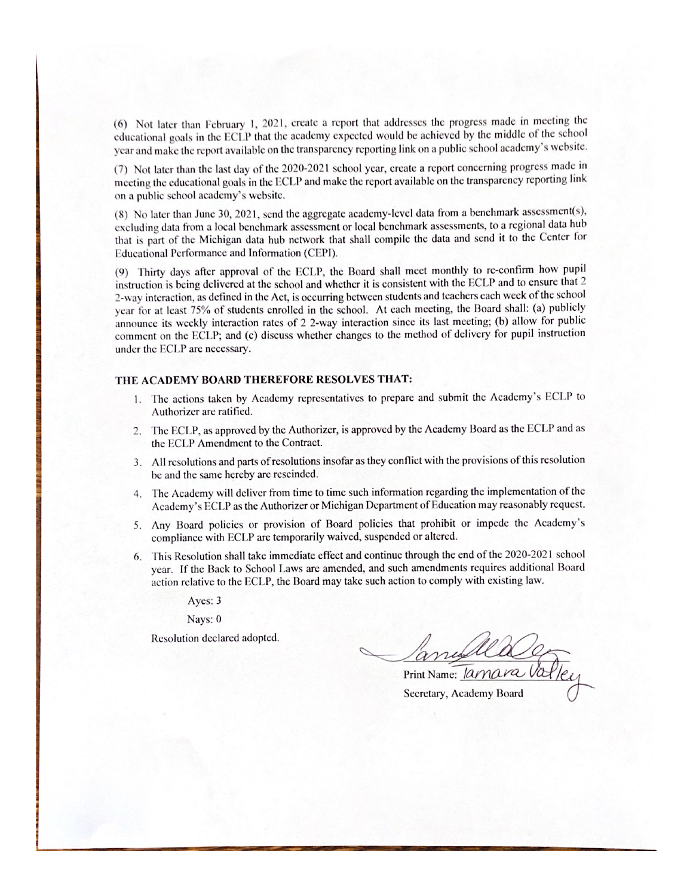(6) Not later than February 1, 2021, create a report that addresses the progress made in meeting the educational goals in the ECLP that the academy expected would be achieved by the middle of the school year and make the report available on the transparency reporting link on a public school academy's website.

(7) Not later than the last day of the 2020-2021 school year, create a report concerning progress made in meeting the educational goals in the ECLP and make the report available on the transparency reporting link on a public school academy's website.

(8) No later than June 30, 2021, send the aggregate academy-level data from a benchmark assessment(s), excluding data from a local benchmark assessment or local benchmark assessments, to a regional data hub that is part of the Michigan data hub network that shall compile the data and send it to the Center for Educational Performance and Information (CEPI).

(9) Thirty days after approval of the ECLP, the Board shall meet monthly to re-confirm how pupil instruction is being delivered at the school and whether it is consistent with the ECLP and to ensure that 2 2-way interaction, as defined in the Act, is occurring between students and teachers each week of the school year for at least 75% of students enrolled in the school. At each meeting, the Board shall: (a) publicly announce its weekly interaction rates of 2 2-way interaction since its last meeting; (b) allow for public comment on the ECLP; and (c) discuss whether changes to the method of delivery for pupil instruction under the ECLP are necessary.

**THE ACADEMY BOARD THEREFORE RESOLVES THAT:**

1. The actions taken by Academy representatives to prepare and submit the Academy's ECLP to Authorizer are ratified.
2. The ECLP, as approved by the Authorizer, is approved by the Academy Board as the ECLP and as the ECLP Amendment to the Contract.
3. All resolutions and parts of resolutions insofar as they conflict with the provisions of this resolution be and the same hereby are rescinded.
4. The Academy will deliver from time to time such information regarding the implementation of the Academy's ECLP as the Authorizer or Michigan Department of Education may reasonably request.
5. Any Board policies or provision of Board policies that prohibit or impede the Academy's compliance with ECLP are temporarily waived, suspended or altered.
6. This Resolution shall take immediate effect and continue through the end of the 2020-2021 school year. If the Back to School Laws are amended, and such amendments requires additional Board action relative to the ECLP, the Board may take such action to comply with existing law.

Ayes: 3

Nays: 0

Resolution declared adopted.

Print Name: Tamara Valley

Secretary, Academy Board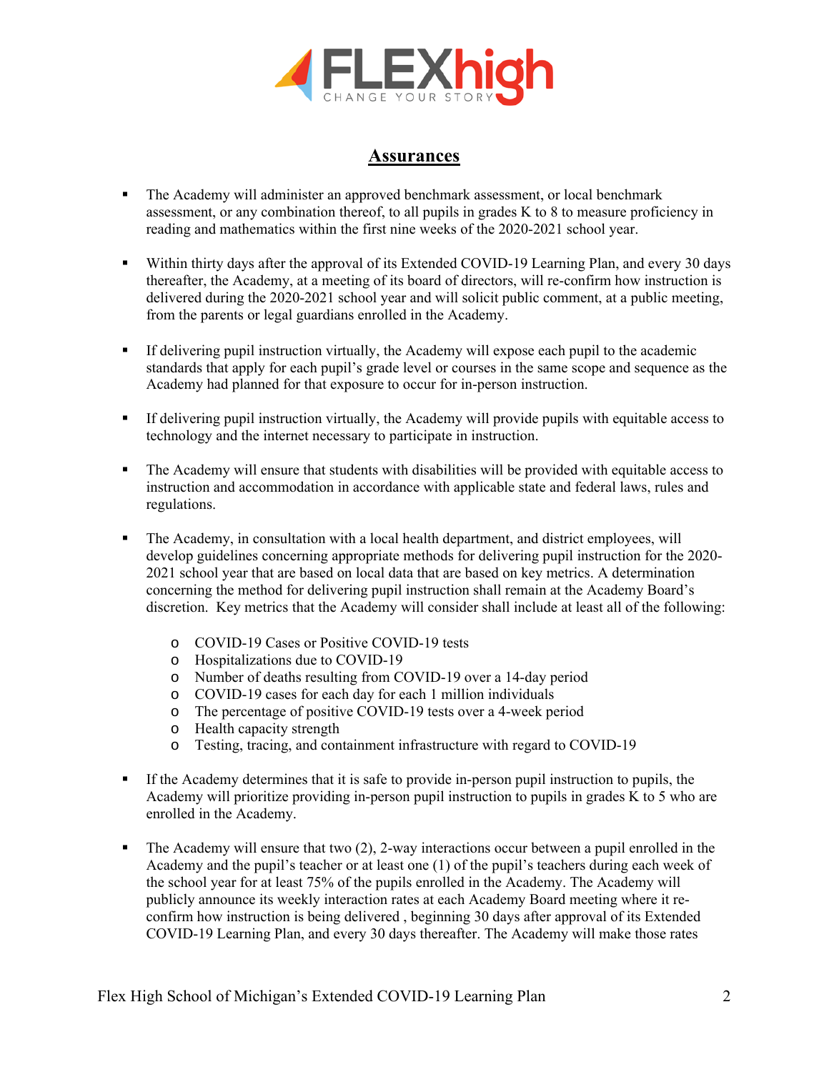## Assurances

- The Academy will administer an approved benchmark assessment, or local benchmark assessment, or any combination thereof, to all pupils in grades K to 8 to measure proficiency in reading and mathematics within the first nine weeks of the 2020-2021 school year.

- Within thirty days after the approval of its Extended COVID-19 Learning Plan, and every 30 days thereafter, the Academy, at a meeting of its board of directors, will re-confirm how instruction is delivered during the 2020-2021 school year and will solicit public comment, at a public meeting, from the parents or legal guardians enrolled in the Academy.

- If delivering pupil instruction virtually, the Academy will expose each pupil to the academic standards that apply for each pupil's grade level or courses in the same scope and sequence as the Academy had planned for that exposure to occur for in-person instruction.

- If delivering pupil instruction virtually, the Academy will provide pupils with equitable access to technology and the internet necessary to participate in instruction.

- The Academy will ensure that students with disabilities will be provided with equitable access to instruction and accommodation in accordance with applicable state and federal laws, rules and regulations.

- The Academy, in consultation with a local health department, and district employees, will develop guidelines concerning appropriate methods for delivering pupil instruction for the 2020-2021 school year that are based on local data that are based on key metrics. A determination concerning the method for delivering pupil instruction shall remain at the Academy Board's discretion. Key metrics that the Academy will consider shall include at least all of the following:
  - COVID-19 Cases or Positive COVID-19 tests
  - Hospitalizations due to COVID-19
  - Number of deaths resulting from COVID-19 over a 14-day period
  - COVID-19 cases for each day for each 1 million individuals
  - The percentage of positive COVID-19 tests over a 4-week period
  - Health capacity strength
  - Testing, tracing, and containment infrastructure with regard to COVID-19

- If the Academy determines that it is safe to provide in-person pupil instruction to pupils, the Academy will prioritize providing in-person pupil instruction to pupils in grades K to 5 who are enrolled in the Academy.

- The Academy will ensure that two (2), 2-way interactions occur between a pupil enrolled in the Academy and the pupil's teacher or at least one (1) of the pupil's teachers during each week of the school year for at least 75% of the pupils enrolled in the Academy. The Academy will publicly announce its weekly interaction rates at each Academy Board meeting where it re-confirm how instruction is being delivered , beginning 30 days after approval of its Extended COVID-19 Learning Plan, and every 30 days thereafter. The Academy will make those rates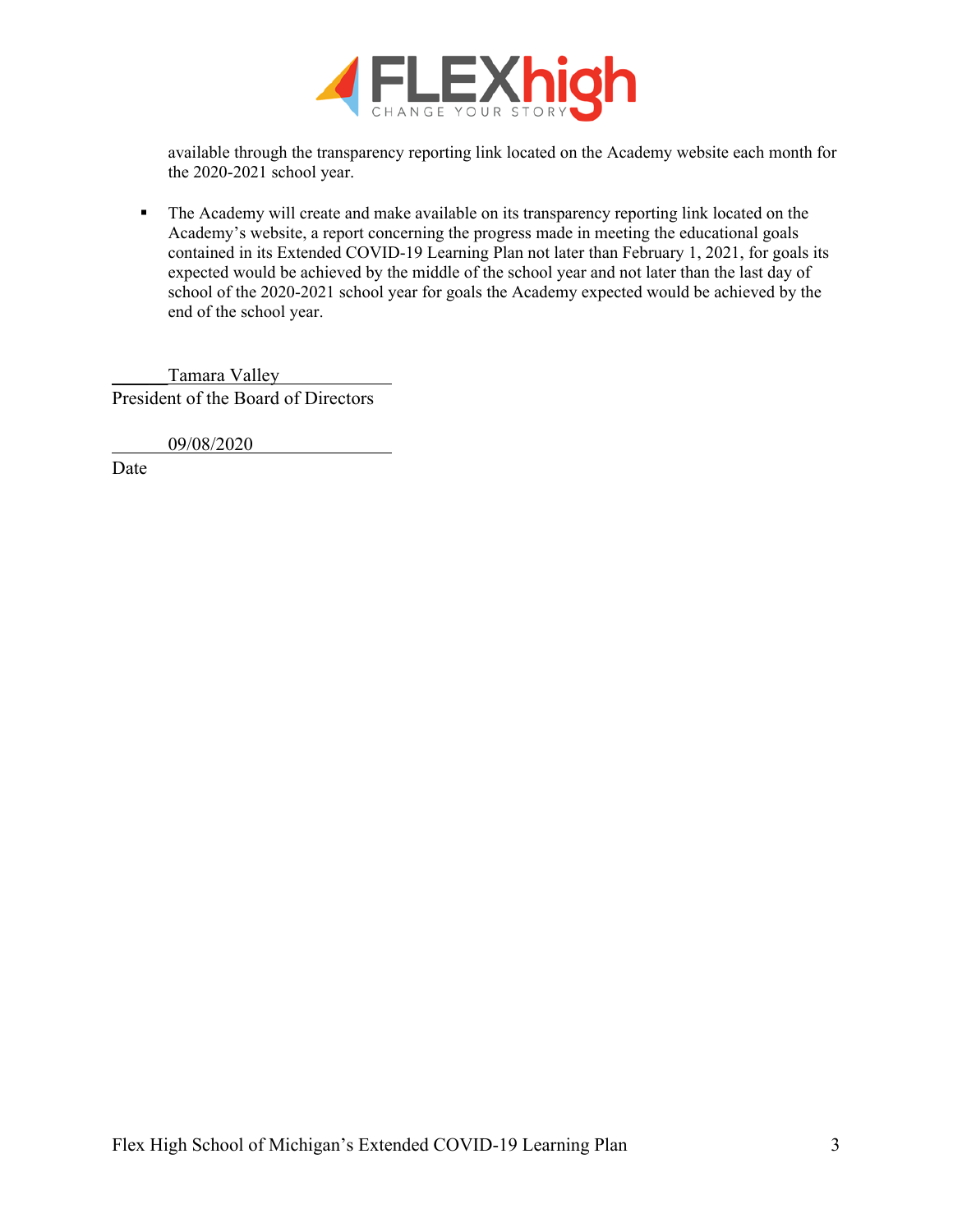available through the transparency reporting link located on the Academy website each month for the 2020-2021 school year.

- The Academy will create and make available on its transparency reporting link located on the Academy's website, a report concerning the progress made in meeting the educational goals contained in its Extended COVID-19 Learning Plan not later than February 1, 2021, for goals its expected would be achieved by the middle of the school year and not later than the last day of school of the 2020-2021 school year for goals the Academy expected would be achieved by the end of the school year.

Tamara Valley
President of the Board of Directors

09/08/2020
Date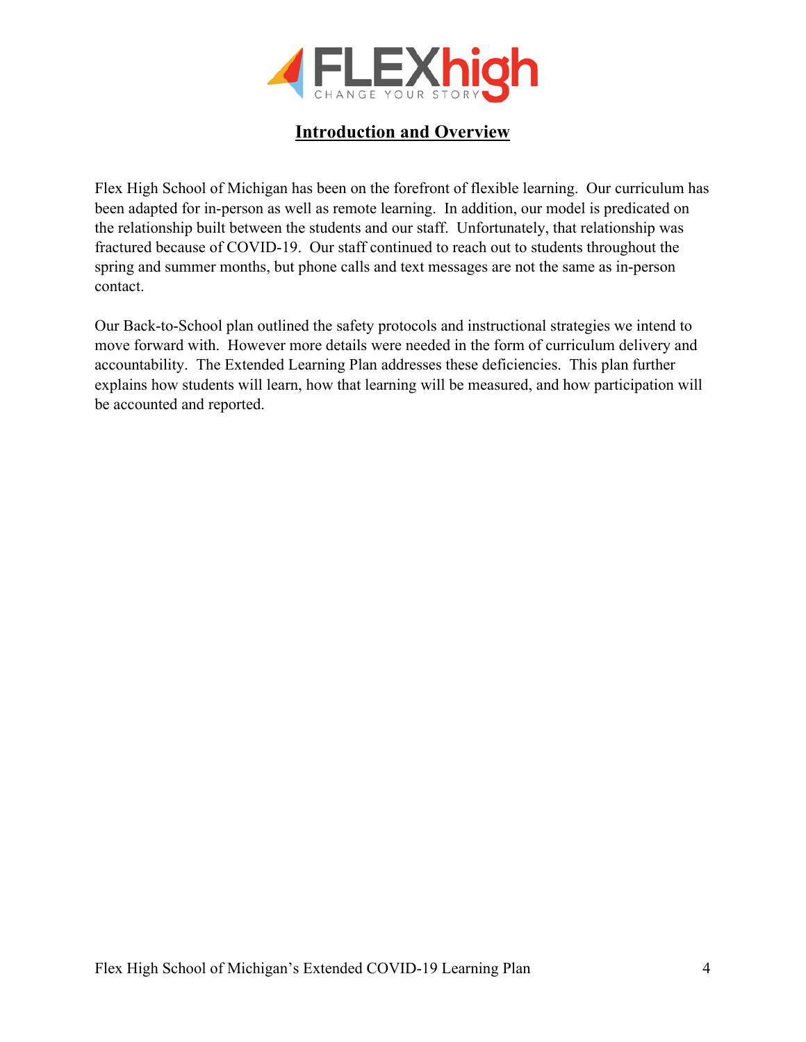# Introduction and Overview

Flex High School of Michigan has been on the forefront of flexible learning. Our curriculum has been adapted for in-person as well as remote learning. In addition, our model is predicated on the relationship built between the students and our staff. Unfortunately, that relationship was fractured because of COVID-19. Our staff continued to reach out to students throughout the spring and summer months, but phone calls and text messages are not the same as in-person contact.

Our Back-to-School plan outlined the safety protocols and instructional strategies we intend to move forward with. However more details were needed in the form of curriculum delivery and accountability. The Extended Learning Plan addresses these deficiencies. This plan further explains how students will learn, how that learning will be measured, and how participation will be accounted and reported.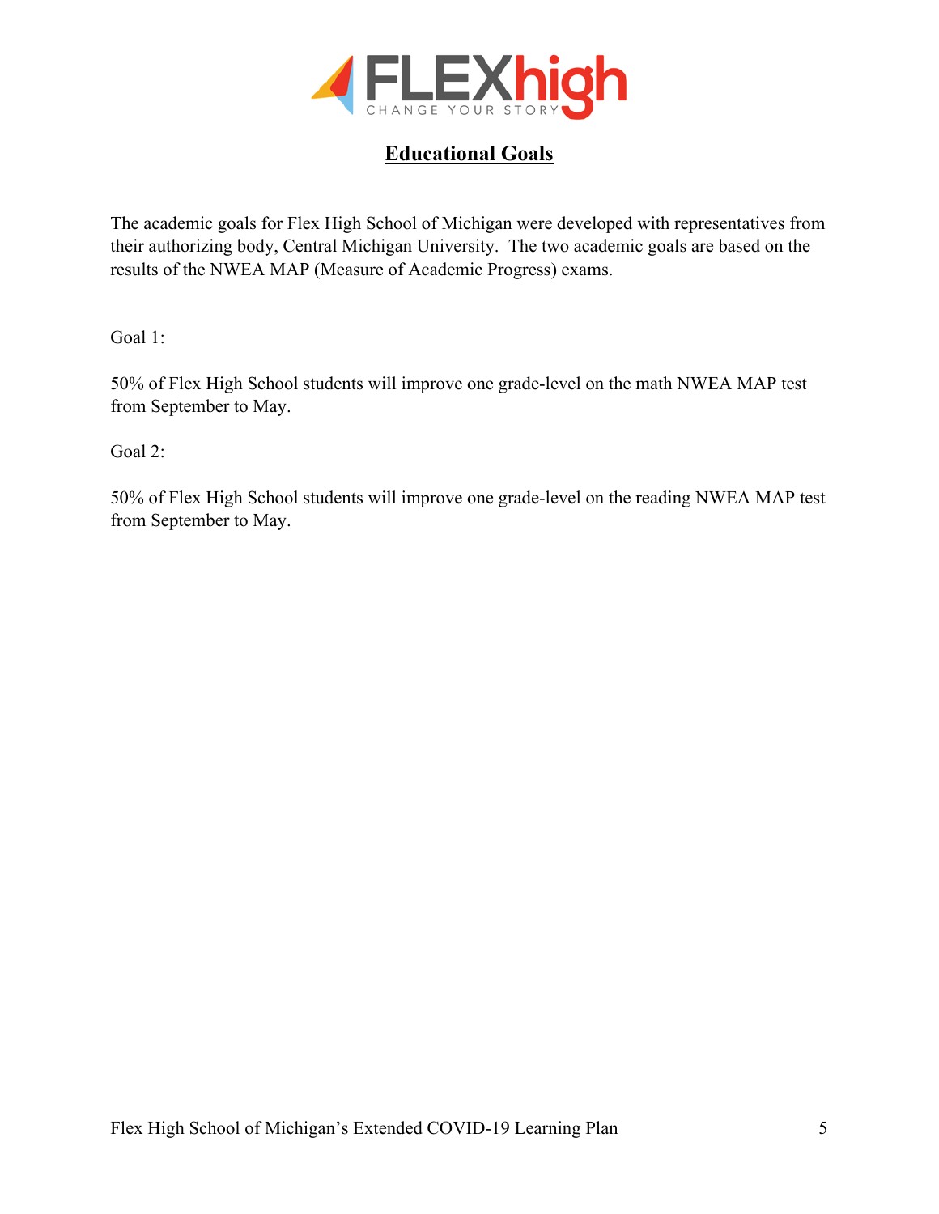# Educational Goals

The academic goals for Flex High School of Michigan were developed with representatives from their authorizing body, Central Michigan University. The two academic goals are based on the results of the NWEA MAP (Measure of Academic Progress) exams.

Goal 1:

50% of Flex High School students will improve one grade-level on the math NWEA MAP test from September to May.

Goal 2:

50% of Flex High School students will improve one grade-level on the reading NWEA MAP test from September to May.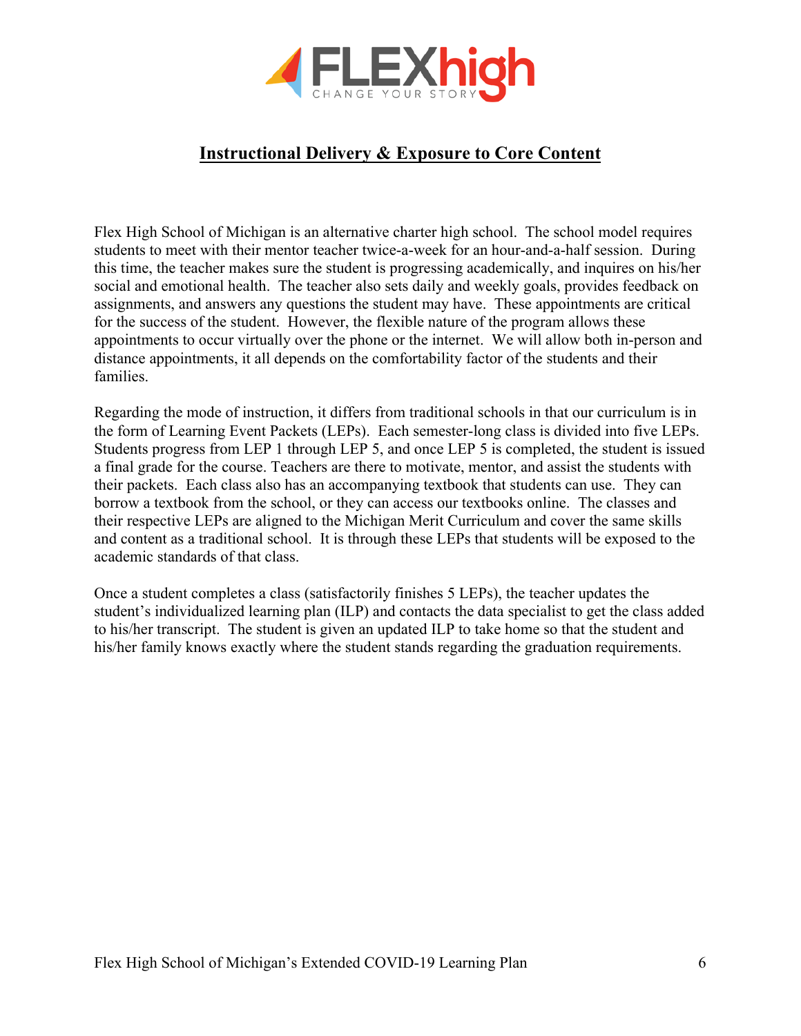## Instructional Delivery & Exposure to Core Content

Flex High School of Michigan is an alternative charter high school. The school model requires students to meet with their mentor teacher twice-a-week for an hour-and-a-half session. During this time, the teacher makes sure the student is progressing academically, and inquires on his/her social and emotional health. The teacher also sets daily and weekly goals, provides feedback on assignments, and answers any questions the student may have. These appointments are critical for the success of the student. However, the flexible nature of the program allows these appointments to occur virtually over the phone or the internet. We will allow both in-person and distance appointments, it all depends on the comfortability factor of the students and their families.

Regarding the mode of instruction, it differs from traditional schools in that our curriculum is in the form of Learning Event Packets (LEPs). Each semester-long class is divided into five LEPs. Students progress from LEP 1 through LEP 5, and once LEP 5 is completed, the student is issued a final grade for the course. Teachers are there to motivate, mentor, and assist the students with their packets. Each class also has an accompanying textbook that students can use. They can borrow a textbook from the school, or they can access our textbooks online. The classes and their respective LEPs are aligned to the Michigan Merit Curriculum and cover the same skills and content as a traditional school. It is through these LEPs that students will be exposed to the academic standards of that class.

Once a student completes a class (satisfactorily finishes 5 LEPs), the teacher updates the student's individualized learning plan (ILP) and contacts the data specialist to get the class added to his/her transcript. The student is given an updated ILP to take home so that the student and his/her family knows exactly where the student stands regarding the graduation requirements.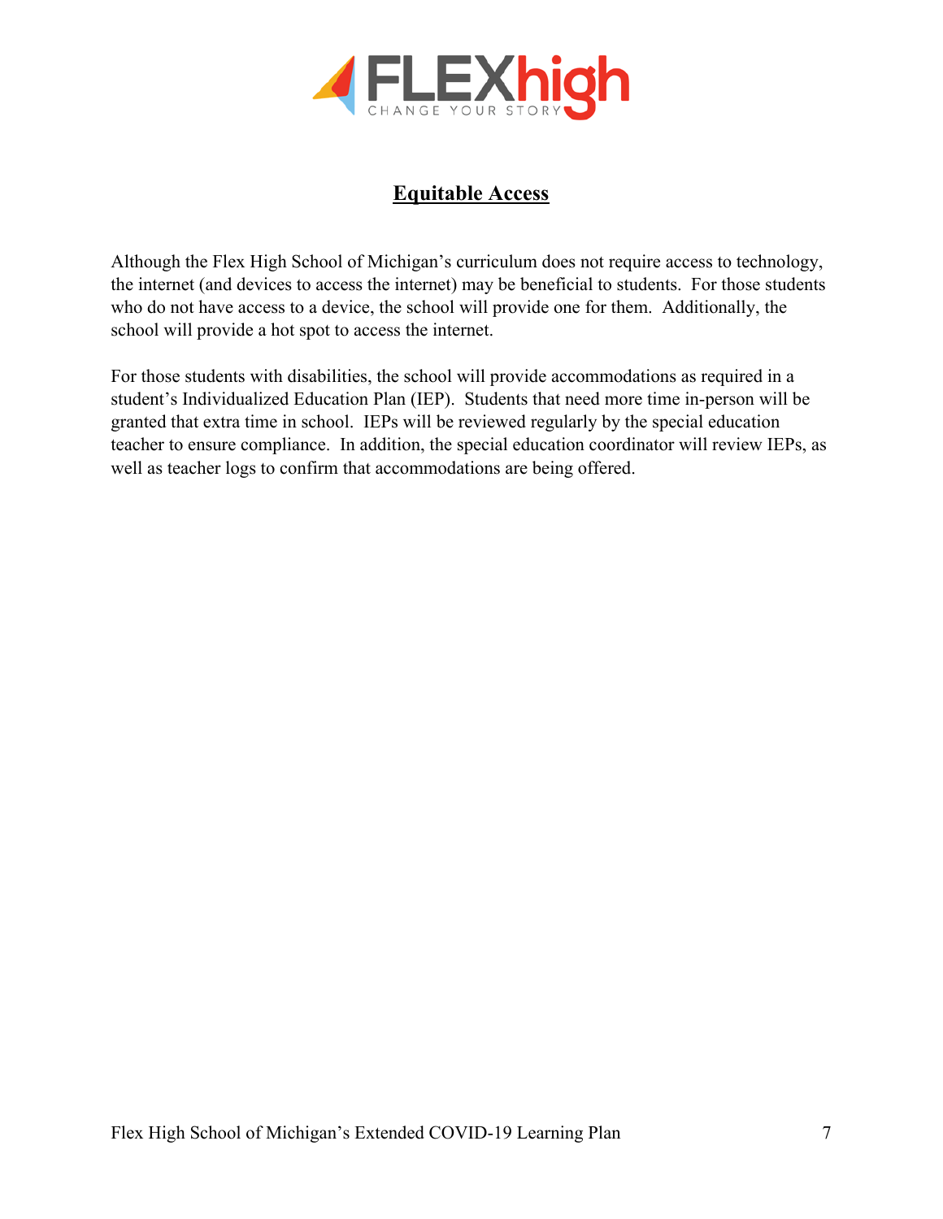## Equitable Access

Although the Flex High School of Michigan's curriculum does not require access to technology, the internet (and devices to access the internet) may be beneficial to students. For those students who do not have access to a device, the school will provide one for them. Additionally, the school will provide a hot spot to access the internet.

For those students with disabilities, the school will provide accommodations as required in a student's Individualized Education Plan (IEP). Students that need more time in-person will be granted that extra time in school. IEPs will be reviewed regularly by the special education teacher to ensure compliance. In addition, the special education coordinator will review IEPs, as well as teacher logs to confirm that accommodations are being offered.